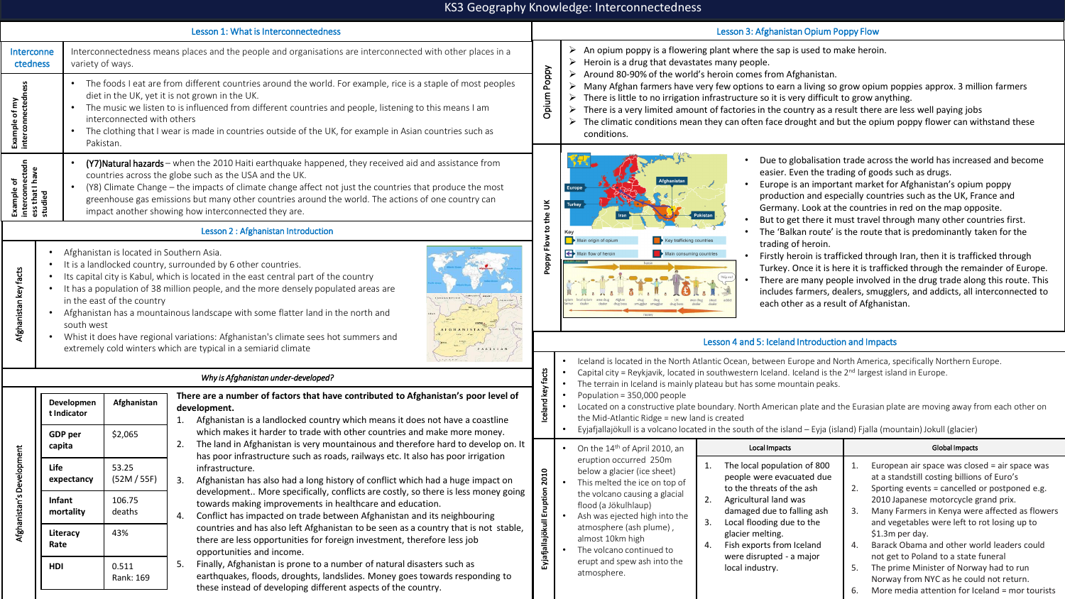# KS3 Geography Knowledge: Interconnectedness

## Lesson 1: What is Interconnectedness

**Interconnectedness**

Interconnectedness means places and the people and organisations are interconnected with other places in a variety of ways.

**Example of my interconnectedness**

- The foods I eat are from different countries around the world. For example, rice is a staple of most peoples diet in the UK, yet it is not grown in the UK.
- The music we listen to is influenced from different countries and people, listening to this means I am interconnected with others
- The clothing that I wear is made in countries outside of the UK, for example in Asian countries such as Pakistan.

**Example of interconnectedness that I have studied**

- **(Y7)Natural hazards** – when the 2010 Haiti earthquake happened, they received aid and assistance from countries across the globe such as the USA and the UK.
- (Y8) Climate Change – the impacts of climate change affect not just the countries that produce the most greenhouse gas emissions but many other countries around the world. The actions of one country can impact another showing how interconnected they are.

## Lesson 2 : Afghanistan Introduction

**Afghanistan key facts**

- Afghanistan is located in Southern Asia.
- It is a landlocked country, surrounded by 6 other countries.
- Its capital city is Kabul, which is located in the east central part of the country
- It has a population of 38 million people, and the more densely populated areas are in the east of the country
- Afghanistan has a mountainous landscape with some flatter land in the north and south west
- Whist it does have regional variations: Afghanistan's climate sees hot summers and extremely cold winters which are typical in a semiarid climate

### *Why is Afghanistan under-developed?*

**Afghanistan's Development**

| Development Indicator | Afghanistan |
|---|---|
| GDP per capita | $2,065 |
| Life expectancy | 53.25 (52M / 55F) |
| Infant mortality | 106.75 deaths |
| Literacy Rate | 43% |
| HDI | 0.511 Rank: 169 |

**There are a number of factors that have contributed to Afghanistan's poor level of development.**

1. Afghanistan is a landlocked country which means it does not have a coastline which makes it harder to trade with other countries and make more money.
2. The land in Afghanistan is very mountainous and therefore hard to develop on. It has poor infrastructure such as roads, railways etc. It also has poor irrigation infrastructure.
3. Afghanistan has also had a long history of conflict which had a huge impact on development.. More specifically, conflicts are costly, so there is less money going towards making improvements in healthcare and education.
4. Conflict has impacted on trade between Afghanistan and its neighbouring countries and has also left Afghanistan to be seen as a country that is not stable, there are less opportunities for foreign investment, therefore less job opportunities and income.
5. Finally, Afghanistan is prone to a number of natural disasters such as earthquakes, floods, droughts, landslides. Money goes towards responding to these instead of developing different aspects of the country.

## Lesson 3: Afghanistan Opium Poppy Flow

**Opium Poppy**

- An opium poppy is a flowering plant where the sap is used to make heroin.
- Heroin is a drug that devastates many people.
- Around 80-90% of the world's heroin comes from Afghanistan.
- Many Afghan farmers have very few options to earn a living so grow opium poppies approx. 3 million farmers
- There is little to no irrigation infrastructure so it is very difficult to grow anything.
- There is a very limited amount of factories in the country as a result there are less well paying jobs
- The climatic conditions mean they can often face drought and but the opium poppy flower can withstand these conditions.

**Poppy Flow to the UK**

- Due to globalisation trade across the world has increased and become easier. Even the trading of goods such as drugs.
- Europe is an important market for Afghanistan's opium poppy production and especially countries such as the UK, France and Germany. Look at the countries in red on the map opposite.
- But to get there it must travel through many other countries first.
- The 'Balkan route' is the route that is predominantly taken for the trading of heroin.
- Firstly heroin is trafficked through Iran, then it is trafficked through Turkey. Once it is here it is trafficked through the remainder of Europe.
- There are many people involved in the drug trade along this route. This includes farmers, dealers, smugglers, and addicts, all interconnected to each other as a result of Afghanistan.

## Lesson 4 and 5: Iceland Introduction and Impacts

**Iceland key facts**

- Iceland is located in the North Atlantic Ocean, between Europe and North America, specifically Northern Europe.
- Capital city = Reykjavik, located in southwestern Iceland. Iceland is the 2nd largest island in Europe.
- The terrain in Iceland is mainly plateau but has some mountain peaks.
- Population = 350,000 people
- Located on a constructive plate boundary. North American plate and the Eurasian plate are moving away from each other on the Mid-Atlantic Ridge = new land is created
- Eyjafjallajökull is a volcano located in the south of the island – Eyja (island) Fjalla (mountain) Jokull (glacier)

**Eyjafjallajökull Eruption 2010**

- On the 14th of April 2010, an eruption occurred 250m below a glacier (ice sheet)
- This melted the ice on top of the volcano causing a glacial flood (a Jökulhlaup)
- Ash was ejected high into the atmosphere (ash plume), almost 10km high
- The volcano continued to erupt and spew ash into the atmosphere.

| Local Impacts | Global Impacts |
|---|---|
| 1. The local population of 800 people were evacuated due to the threats of the ash<br>2. Agricultural land was damaged due to falling ash<br>3. Local flooding due to the glacier melting.<br>4. Fish exports from Iceland were disrupted - a major local industry. | 1. European air space was closed = air space was at a standstill costing billions of Euro's<br>2. Sporting events = cancelled or postponed e.g. 2010 Japanese motorcycle grand prix.<br>3. Many Farmers in Kenya were affected as flowers and vegetables were left to rot losing up to $1.3m per day.<br>4. Barack Obama and other world leaders could not get to Poland to a state funeral<br>5. The prime Minister of Norway had to run Norway from NYC as he could not return.<br>6. More media attention for Iceland = mor tourists |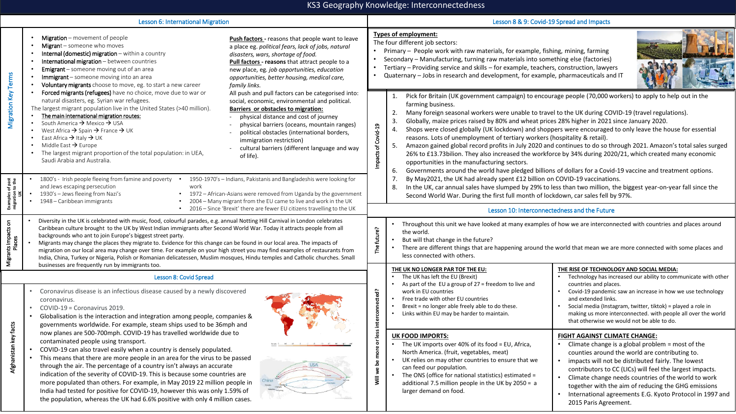# KS3 Geography Knowledge: Interconnectedness

## Lesson 6: International Migration

### Migration Key Terms

- **Migration** – movement of people
- **Migrant** – someone who moves
- **Internal (domestic) migration** – within a country
- **International migration** – between countries
- **Emigrant** – someone moving out of an area
- **Immigrant** – someone moving into an area
- **Voluntary migrants** choose to move, eg. to start a new career
- **Forced migrants (refugees)** have no choice, move due to war or natural disasters, eg. Syrian war refugees.

The largest migrant population live in the United States (>40 million).

- The main international migration routes:
- South America → Mexico → USA
- West Africa → Spain → France → UK
- East Africa → Italy → UK
- Middle East → Europe
- The largest migrant proportion of the total population: in UEA, Saudi Arabia and Australia.

**Push factors** - reasons that people want to leave a place eg. *political fears, lack of jobs, natural disasters, wars, shortage of food.*

**Pull factors** - **reasons** that attract people to a new place, eg. *job opportunities, education opportunities, better housing, medical care, family links.*

All push and pull factors can be categorised into: social, economic, environmental and political.

**Barriers or obstacles to migration:**

- physical distance and cost of journey
- physical barriers (oceans, mountain ranges)
- political obstacles (international borders, immigration restriction)
- cultural barriers (different language and way of life).

### Examples of past migration to the UK

- 1800's - Irish people fleeing from famine and poverty and Jews escaping persecution
- 1930's – Jews fleeing from Nazi's
- 1948 – Caribbean immigrants
- 1950-1970's – Indians, Pakistanis and Bangladeshis were looking for work
- 1972 – African-Asians were removed from Uganda by the government
- 2004 – Many migrant from the EU came to live and work in the UK
- 2016 – Since 'Brexit' there are fewer EU citizens travelling to the UK

### Migrants Impacts on Places

- Diversity in the UK is celebrated with music, food, colourful parades, e.g. annual Notting Hill Carnival in London celebrates Caribbean culture brought to the UK by West Indian immigrants after Second World War. Today it attracts people from all backgrounds who want to join Europe's biggest street party.
- Migrants may change the places they migrate to. Evidence for this change can be found in our local area. The impacts of migration on our local area may change over time. For example on your high street you may find examples of restaurants from India, China, Turkey or Nigeria, Polish or Romanian delicatessen, Muslim mosques, Hindu temples and Catholic churches. Small businesses are frequently run by immigrants too.

## Lesson 8: Covid Spread

### Afghanistan key facts

- Coronavirus disease is an infectious disease caused by a newly discovered coronavirus.
- COVID-19 = Coronavirus 2019.
- Globalisation is the interaction and integration among people, companies & governments worldwide. For example, steam ships used to be 36mph and now planes are 500-700mph. COVID-19 has travelled worldwide due to contaminated people using transport.
- COVID-19 can also travel easily when a country is densely populated.
- This means that there are more people in an area for the virus to be passed through the air. The percentage of a country isn't always an accurate indication of the severity of COVID-19. This is because some countries are more populated than others. For example, in May 2019 22 million people in India had tested for positive for COVID-19, however this was only 1.59% of the population, whereas the UK had 6.6% positive with only 4 million cases.

## Lesson 8 & 9: Covid-19 Spread and Impacts

**Types of employment:**

The four different job sectors:

- Primary – People work with raw materials, for example, fishing, mining, farming
- Secondary – Manufacturing, turning raw materials into something else (factories)
- Tertiary – Providing service and skills – for example, teachers, construction, lawyers
- Quaternary – Jobs in research and development, for example, pharmaceuticals and IT

### Impacts of Covid-19

1. Pick for Britain (UK government campaign) to encourage people (70,000 workers) to apply to help out in the farming business.
2. Many foreign seasonal workers were unable to travel to the UK during COVID-19 (travel regulations).
3. Globally, maize prices raised by 80% and wheat prices 28% higher in 2021 since January 2020.
4. Shops were closed globally (UK lockdown) and shoppers were encouraged to only leave the house for essential reasons. Lots of unemployment of tertiary workers (hospitality & retail).
5. Amazon gained global record profits in July 2020 and continues to do so through 2021. Amazon's total sales surged 26% to £13.73bilion. They also increased the workforce by 34% during 2020/21, which created many economic opportunities in the manufacturing sectors.
6. Governments around the world have pledged billions of dollars for a Covid-19 vaccine and treatment options.
7. By May2021, the UK had already spent £12 billion on COVID-19 vaccinations.
8. In the UK, car annual sales have slumped by 29% to less than two million, the biggest year-on-year fall since the Second World War. During the first full month of lockdown, car sales fell by 97%.

## Lesson 10: Interconnectedness and the Future

### The future?

- Throughout this unit we have looked at many examples of how we are interconnected with countries and places around the world.
- But will that change in the future?
- There are different things that are happening around the world that mean we are more connected with some places and less connected with others.

### Will we be more or less interconnected?

**THE UK NO LONGER PAR TOF THE EU:**

- The UK has left the EU (Brexit)
- As part of the EU a group of 27 = freedom to live and work in EU countries
- Free trade with other EU countries
- Brexit = no longer able freely able to do these.
- Links within EU may be harder to maintain.

**THE RISE OF TECHNOLOGY AND SOCIAL MEDIA:**

- Technology has increased our ability to communicate with other countries and places.
- Covid-19 pandemic saw an increase in how we use technology and extended links.
- Social media (Instagram, twitter, tiktok) = played a role in making us more interconnected. with people all over the world that otherwise we would not be able to do.

**UK FOOD IMPORTS:**

- The UK imports over 40% of its food = EU, Africa, North America. (fruit, vegetables, meat)
- UK relies on may other countries to ensure that we can feed our population.
- The ONS (office for national statistics) estimated = additional 7.5 million people in the UK by 2050 = a larger demand on food.

**FIGHT AGAINST CLIMATE CHANGE:**

- Climate change is a global problem = most of the counties around the world are contributing to.
- impacts will not be distributed fairly. The lowest contributors to CC (LICs) will feel the largest impacts.
- Climate change needs countries of the world to work together with the aim of reducing the GHG emissions
- International agreements E.G. Kyoto Protocol in 1997 and 2015 Paris Agreement.